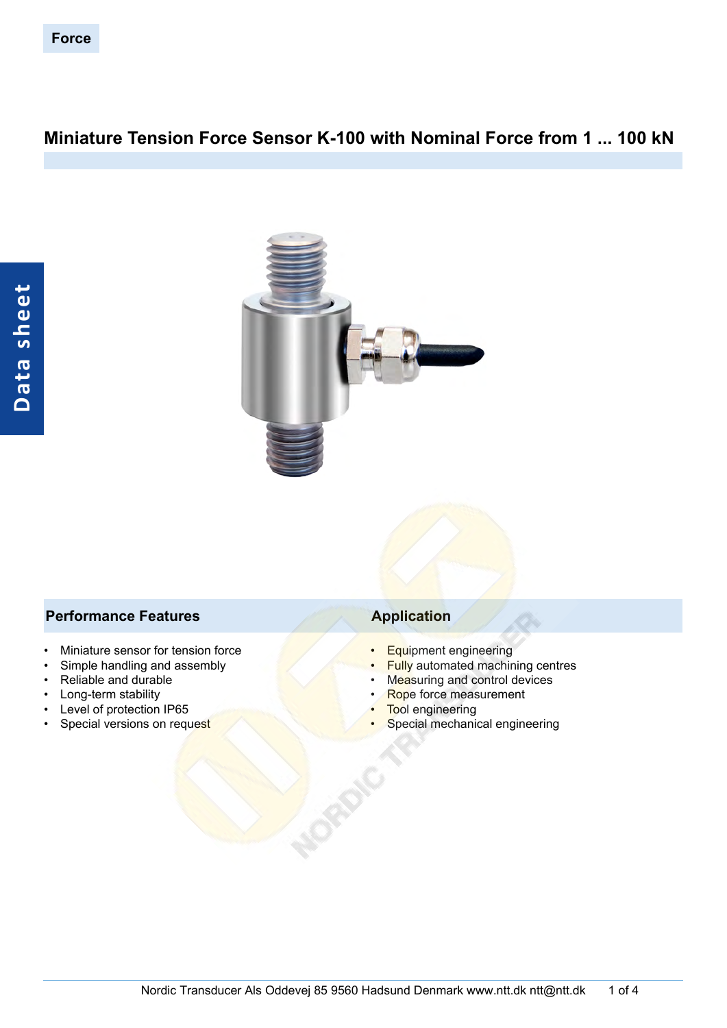Force

# Miniature Tension Force Sensor K-100 with Nominal Force from 1 ... 100 kN

Data sheet

## Performance Features

- Miniature sensor for tension force
- Simple handling and assembly
- Reliable and durable
- Long-term stability
- Level of protection IP65
- Special versions on request

## Application

- Equipment engineering
- Fully automated machining centres
- Measuring and control devices
- Rope force measurement
- Tool engineering
- Special mechanical engineering

Nordic Transducer Als Oddevej 85 9560 Hadsund Denmark www.ntt.dk ntt@ntt.dk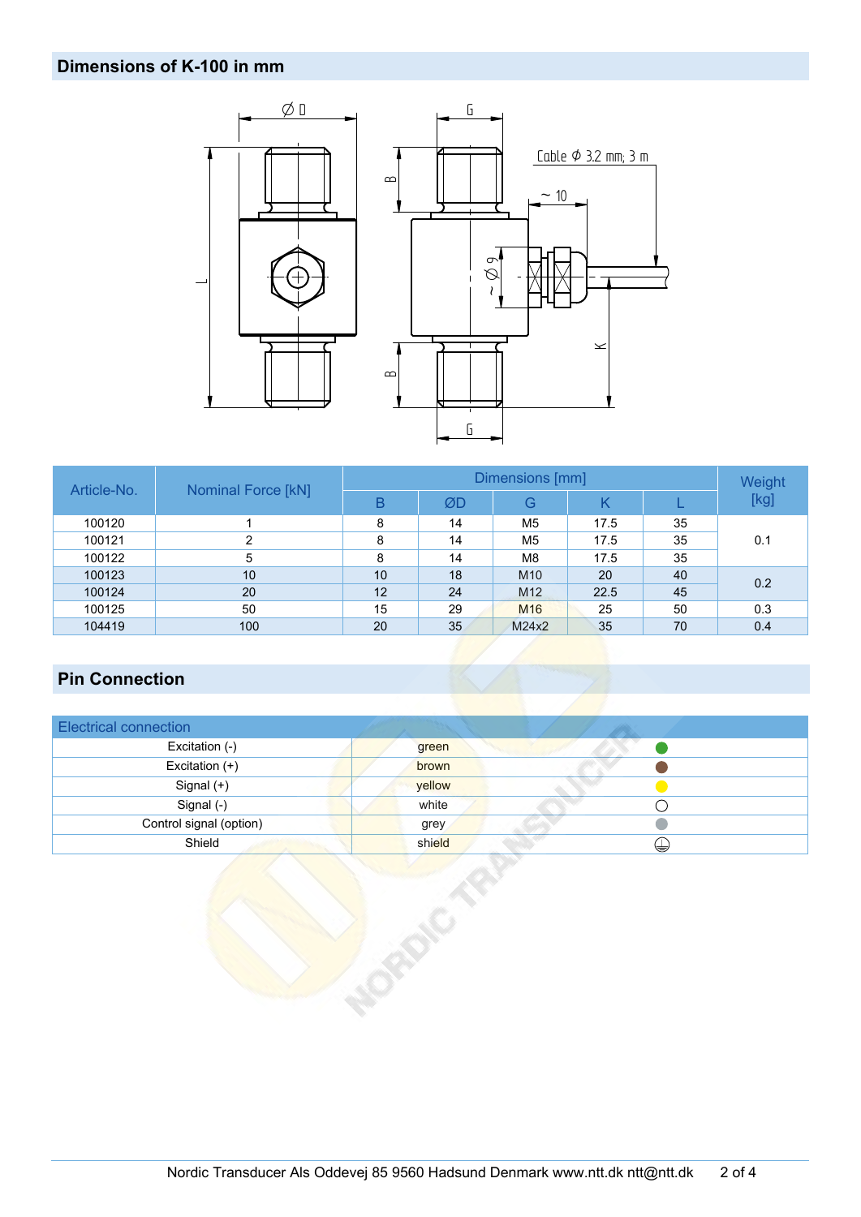## Dimensions of K-100 in mm

| Article-No. | Nominal Force [kN] | Dimensions [mm] | | | | | Weight [kg] |
|---|---|---|---|---|---|---|---|
| | | B | ØD | G | K | L | |
| 100120 | 1 | 8 | 14 | M5 | 17.5 | 35 | 0.1 |
| 100121 | 2 | 8 | 14 | M5 | 17.5 | 35 | |
| 100122 | 5 | 8 | 14 | M8 | 17.5 | 35 | |
| 100123 | 10 | 10 | 18 | M10 | 20 | 40 | 0.2 |
| 100124 | 20 | 12 | 24 | M12 | 22.5 | 45 | |
| 100125 | 50 | 15 | 29 | M16 | 25 | 50 | 0.3 |
| 104419 | 100 | 20 | 35 | M24x2 | 35 | 70 | 0.4 |

## Pin Connection

| Electrical connection | | |
|---|---|---|
| Excitation (-) | green | ● |
| Excitation (+) | brown | ● |
| Signal (+) | yellow | ● |
| Signal (-) | white | ○ |
| Control signal (option) | grey | ● |
| Shield | shield | ⏚ |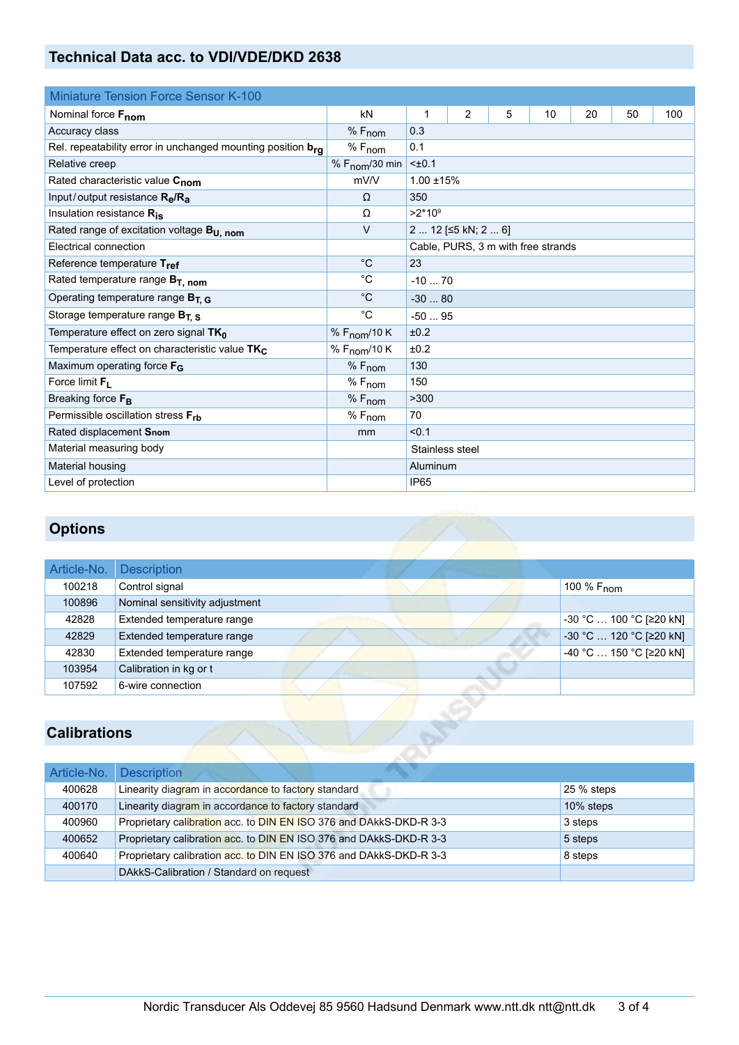## Technical Data acc. to VDI/VDE/DKD 2638

| Miniature Tension Force Sensor K-100 | | | | | | | | |
|---|---|---|---|---|---|---|---|---|
| Nominal force $F_{nom}$ | kN | 1 | 2 | 5 | 10 | 20 | 50 | 100 |
| Accuracy class | % $F_{nom}$ | 0.3 | | | | | | |
| Rel. repeatability error in unchanged mounting position $b_{rg}$ | % $F_{nom}$ | 0.1 | | | | | | |
| Relative creep | % $F_{nom}$/30 min | <±0.1 | | | | | | |
| Rated characteristic value $C_{nom}$ | mV/V | 1.00 ±15% | | | | | | |
| Input/output resistance $R_e$/$R_a$ | Ω | 350 | | | | | | |
| Insulation resistance $R_{is}$ | Ω | >2*10⁹ | | | | | | |
| Rated range of excitation voltage $B_{U, nom}$ | V | 2 ... 12 [≤5 kN; 2 ... 6] | | | | | | |
| Electrical connection | | Cable, PURS, 3 m with free strands | | | | | | |
| Reference temperature $T_{ref}$ | °C | 23 | | | | | | |
| Rated temperature range $B_{T, nom}$ | °C | -10 ... 70 | | | | | | |
| Operating temperature range $B_{T, G}$ | °C | -30 ... 80 | | | | | | |
| Storage temperature range $B_{T, S}$ | °C | -50 ... 95 | | | | | | |
| Temperature effect on zero signal $TK_0$ | % $F_{nom}$/10 K | ±0.2 | | | | | | |
| Temperature effect on characteristic value $TK_C$ | % $F_{nom}$/10 K | ±0.2 | | | | | | |
| Maximum operating force $F_G$ | % $F_{nom}$ | 130 | | | | | | |
| Force limit $F_L$ | % $F_{nom}$ | 150 | | | | | | |
| Breaking force $F_B$ | % $F_{nom}$ | >300 | | | | | | |
| Permissible oscillation stress $F_{rb}$ | % $F_{nom}$ | 70 | | | | | | |
| Rated displacement $S_{nom}$ | mm | <0.1 | | | | | | |
| Material measuring body | | Stainless steel | | | | | | |
| Material housing | | Aluminum | | | | | | |
| Level of protection | | IP65 | | | | | | |

## Options

| Article-No. | Description | |
|---|---|---|
| 100218 | Control signal | 100 % $F_{nom}$ |
| 100896 | Nominal sensitivity adjustment | |
| 42828 | Extended temperature range | -30 °C … 100 °C [≥20 kN] |
| 42829 | Extended temperature range | -30 °C … 120 °C [≥20 kN] |
| 42830 | Extended temperature range | -40 °C … 150 °C [≥20 kN] |
| 103954 | Calibration in kg or t | |
| 107592 | 6-wire connection | |

## Calibrations

| Article-No. | Description | |
|---|---|---|
| 400628 | Linearity diagram in accordance to factory standard | 25 % steps |
| 400170 | Linearity diagram in accordance to factory standard | 10% steps |
| 400960 | Proprietary calibration acc. to DIN EN ISO 376 and DAkkS-DKD-R 3-3 | 3 steps |
| 400652 | Proprietary calibration acc. to DIN EN ISO 376 and DAkkS-DKD-R 3-3 | 5 steps |
| 400640 | Proprietary calibration acc. to DIN EN ISO 376 and DAkkS-DKD-R 3-3 | 8 steps |
| | DAkkS-Calibration / Standard on request | |

Nordic Transducer Als Oddevej 85 9560 Hadsund Denmark www.ntt.dk ntt@ntt.dk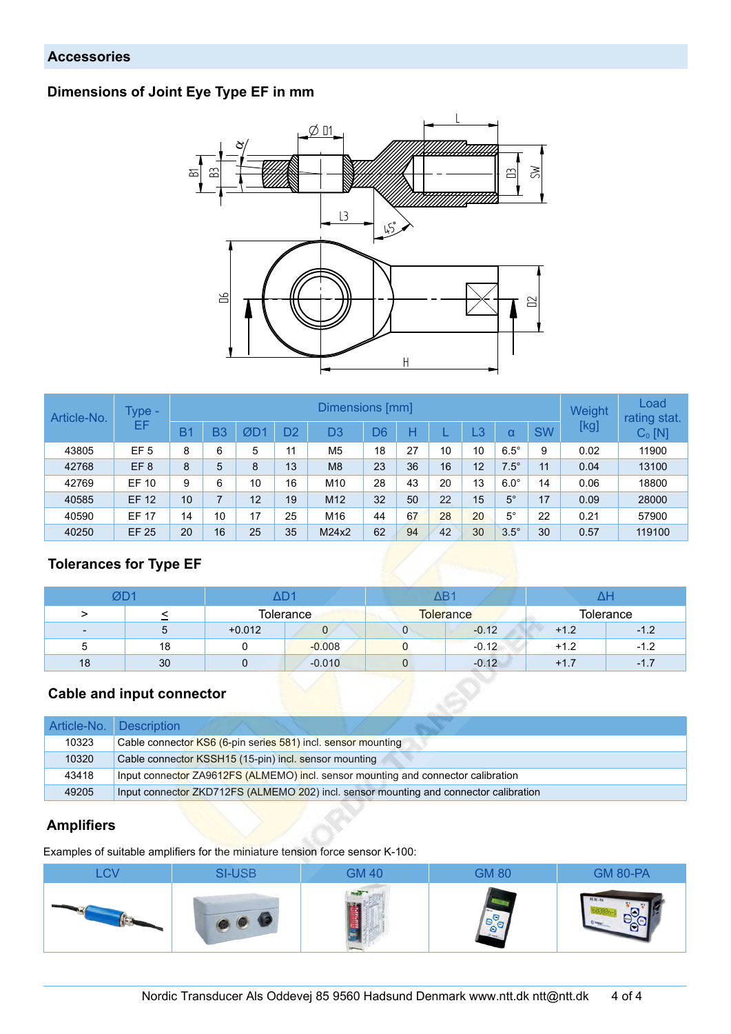## Accessories

### Dimensions of Joint Eye Type EF in mm

| Article-No. | Type - EF | Dimensions [mm] | | | | | | | | | | | Weight [kg] | Load rating stat. $C_0$ [N] |
|---|---|---|---|---|---|---|---|---|---|---|---|---|---|---|
| | | B1 | B3 | ØD1 | D2 | D3 | D6 | H | L | L3 | α | SW | | |
| 43805 | EF 5 | 8 | 6 | 5 | 11 | M5 | 18 | 27 | 10 | 10 | 6.5° | 9 | 0.02 | 11900 |
| 42768 | EF 8 | 8 | 5 | 8 | 13 | M8 | 23 | 36 | 16 | 12 | 7.5° | 11 | 0.04 | 13100 |
| 42769 | EF 10 | 9 | 6 | 10 | 16 | M10 | 28 | 43 | 20 | 13 | 6.0° | 14 | 0.06 | 18800 |
| 40585 | EF 12 | 10 | 7 | 12 | 19 | M12 | 32 | 50 | 22 | 15 | 5° | 17 | 0.09 | 28000 |
| 40590 | EF 17 | 14 | 10 | 17 | 25 | M16 | 44 | 67 | 28 | 20 | 5° | 22 | 0.21 | 57900 |
| 40250 | EF 25 | 20 | 16 | 25 | 35 | M24x2 | 62 | 94 | 42 | 30 | 3.5° | 30 | 0.57 | 119100 |

### Tolerances for Type EF

| ØD1 | | ΔD1 | | ΔB1 | | ΔH | |
|---|---|---|---|---|---|---|---|
| > | ≤ | Tolerance | | Tolerance | | Tolerance | |
| - | 5 | +0.012 | 0 | 0 | -0.12 | +1.2 | -1.2 |
| 5 | 18 | 0 | -0.008 | 0 | -0.12 | +1.2 | -1.2 |
| 18 | 30 | 0 | -0.010 | 0 | -0.12 | +1.7 | -1.7 |

### Cable and input connector

| Article-No. | Description |
|---|---|
| 10323 | Cable connector KS6 (6-pin series 581) incl. sensor mounting |
| 10320 | Cable connector KSSH15 (15-pin) incl. sensor mounting |
| 43418 | Input connector ZA9612FS (ALMEMO) incl. sensor mounting and connector calibration |
| 49205 | Input connector ZKD712FS (ALMEMO 202) incl. sensor mounting and connector calibration |

### Amplifiers

Examples of suitable amplifiers for the miniature tension force sensor K-100:

| LCV | SI-USB | GM 40 | GM 80 | GM 80-PA |
|---|---|---|---|---|

Nordic Transducer Als Oddevej 85 9560 Hadsund Denmark www.ntt.dk ntt@ntt.dk